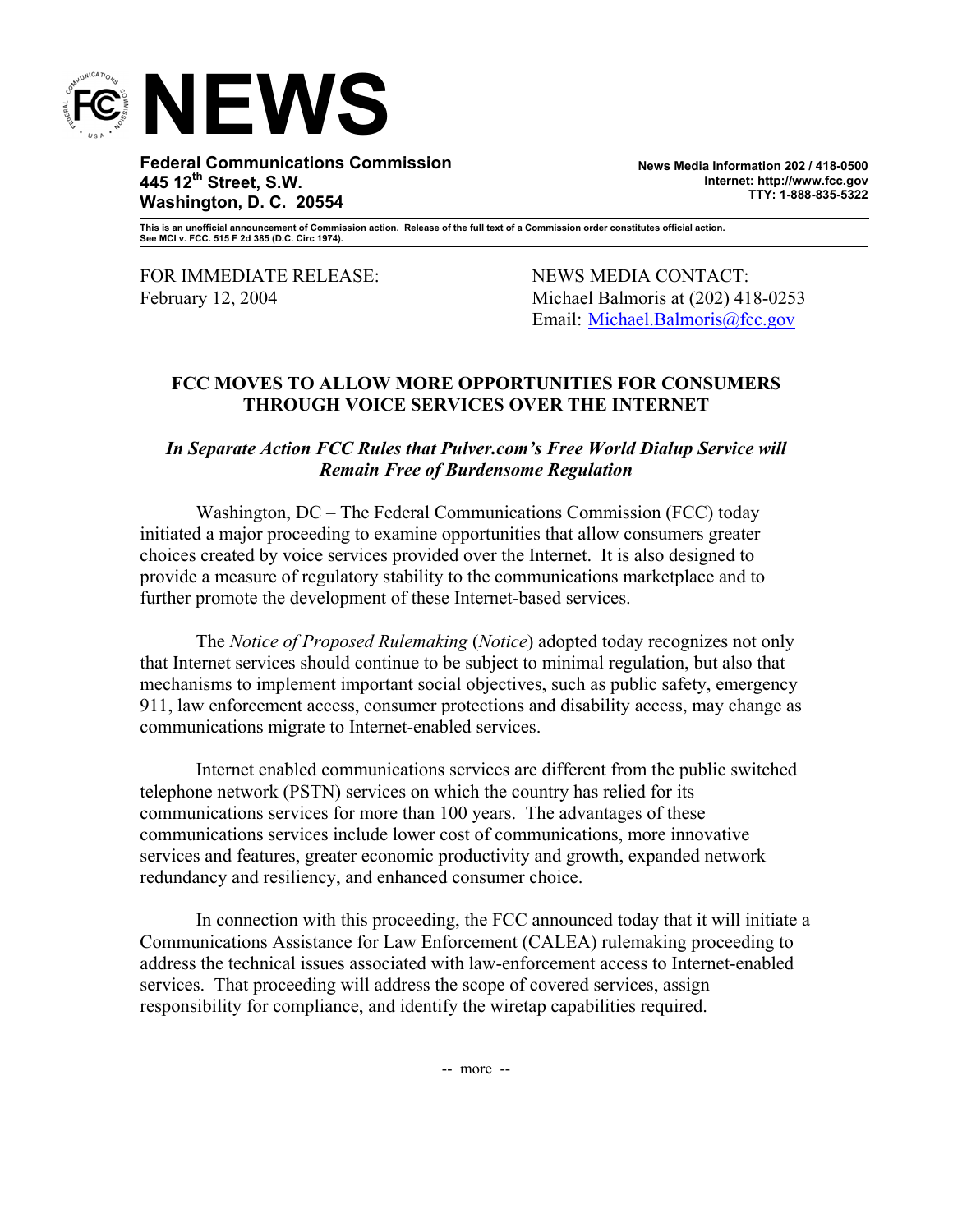# NEWS

**Federal Communications Commission**
**445 12th Street, S.W.**
**Washington, D. C. 20554**

**News Media Information 202 / 418-0500**
**Internet: http://www.fcc.gov**
**TTY: 1-888-835-5322**

**This is an unofficial announcement of Commission action. Release of the full text of a Commission order constitutes official action. See MCI v. FCC. 515 F 2d 385 (D.C. Circ 1974).**

FOR IMMEDIATE RELEASE:
February 12, 2004

NEWS MEDIA CONTACT:
Michael Balmoris at (202) 418-0253
Email: Michael.Balmoris@fcc.gov

## FCC MOVES TO ALLOW MORE OPPORTUNITIES FOR CONSUMERS THROUGH VOICE SERVICES OVER THE INTERNET

### *In Separate Action FCC Rules that Pulver.com's Free World Dialup Service will Remain Free of Burdensome Regulation*

Washington, DC – The Federal Communications Commission (FCC) today initiated a major proceeding to examine opportunities that allow consumers greater choices created by voice services provided over the Internet. It is also designed to provide a measure of regulatory stability to the communications marketplace and to further promote the development of these Internet-based services.

The *Notice of Proposed Rulemaking* (*Notice*) adopted today recognizes not only that Internet services should continue to be subject to minimal regulation, but also that mechanisms to implement important social objectives, such as public safety, emergency 911, law enforcement access, consumer protections and disability access, may change as communications migrate to Internet-enabled services.

Internet enabled communications services are different from the public switched telephone network (PSTN) services on which the country has relied for its communications services for more than 100 years. The advantages of these communications services include lower cost of communications, more innovative services and features, greater economic productivity and growth, expanded network redundancy and resiliency, and enhanced consumer choice.

In connection with this proceeding, the FCC announced today that it will initiate a Communications Assistance for Law Enforcement (CALEA) rulemaking proceeding to address the technical issues associated with law-enforcement access to Internet-enabled services. That proceeding will address the scope of covered services, assign responsibility for compliance, and identify the wiretap capabilities required.

-- more --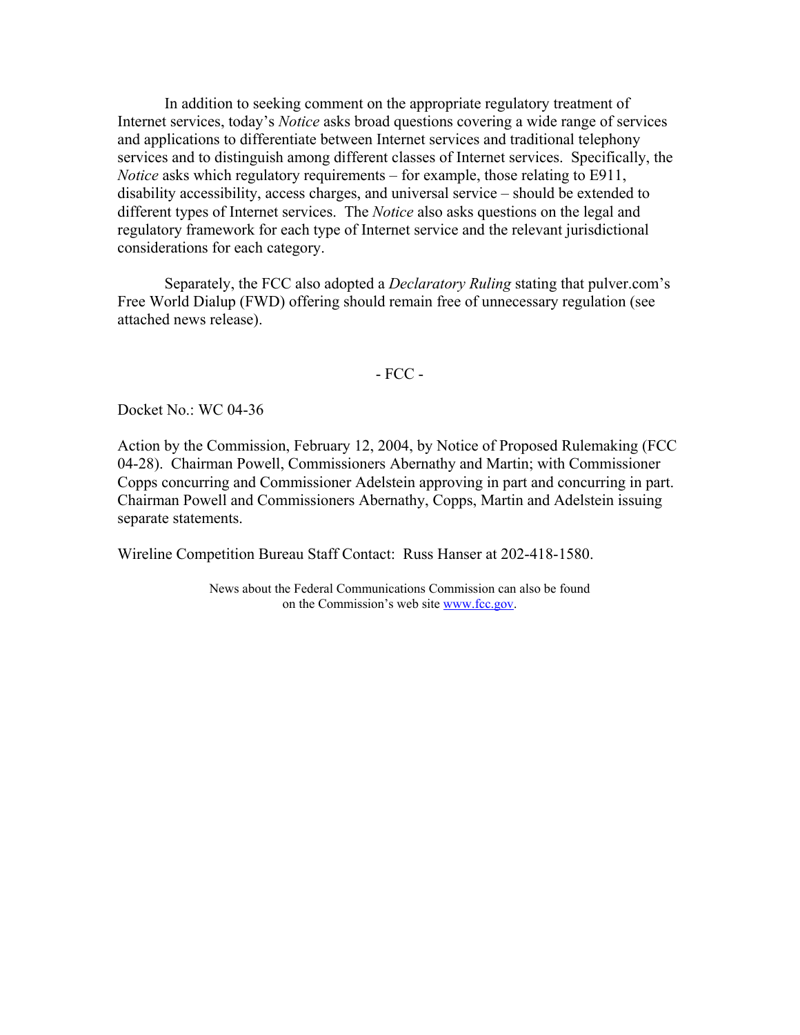In addition to seeking comment on the appropriate regulatory treatment of Internet services, today's *Notice* asks broad questions covering a wide range of services and applications to differentiate between Internet services and traditional telephony services and to distinguish among different classes of Internet services. Specifically, the *Notice* asks which regulatory requirements – for example, those relating to E911, disability accessibility, access charges, and universal service – should be extended to different types of Internet services. The *Notice* also asks questions on the legal and regulatory framework for each type of Internet service and the relevant jurisdictional considerations for each category.

Separately, the FCC also adopted a *Declaratory Ruling* stating that pulver.com's Free World Dialup (FWD) offering should remain free of unnecessary regulation (see attached news release).

- FCC -

Docket No.: WC 04-36

Action by the Commission, February 12, 2004, by Notice of Proposed Rulemaking (FCC 04-28). Chairman Powell, Commissioners Abernathy and Martin; with Commissioner Copps concurring and Commissioner Adelstein approving in part and concurring in part. Chairman Powell and Commissioners Abernathy, Copps, Martin and Adelstein issuing separate statements.

Wireline Competition Bureau Staff Contact: Russ Hanser at 202-418-1580.

News about the Federal Communications Commission can also be found on the Commission's web site [www.fcc.gov](http://www.fcc.gov).